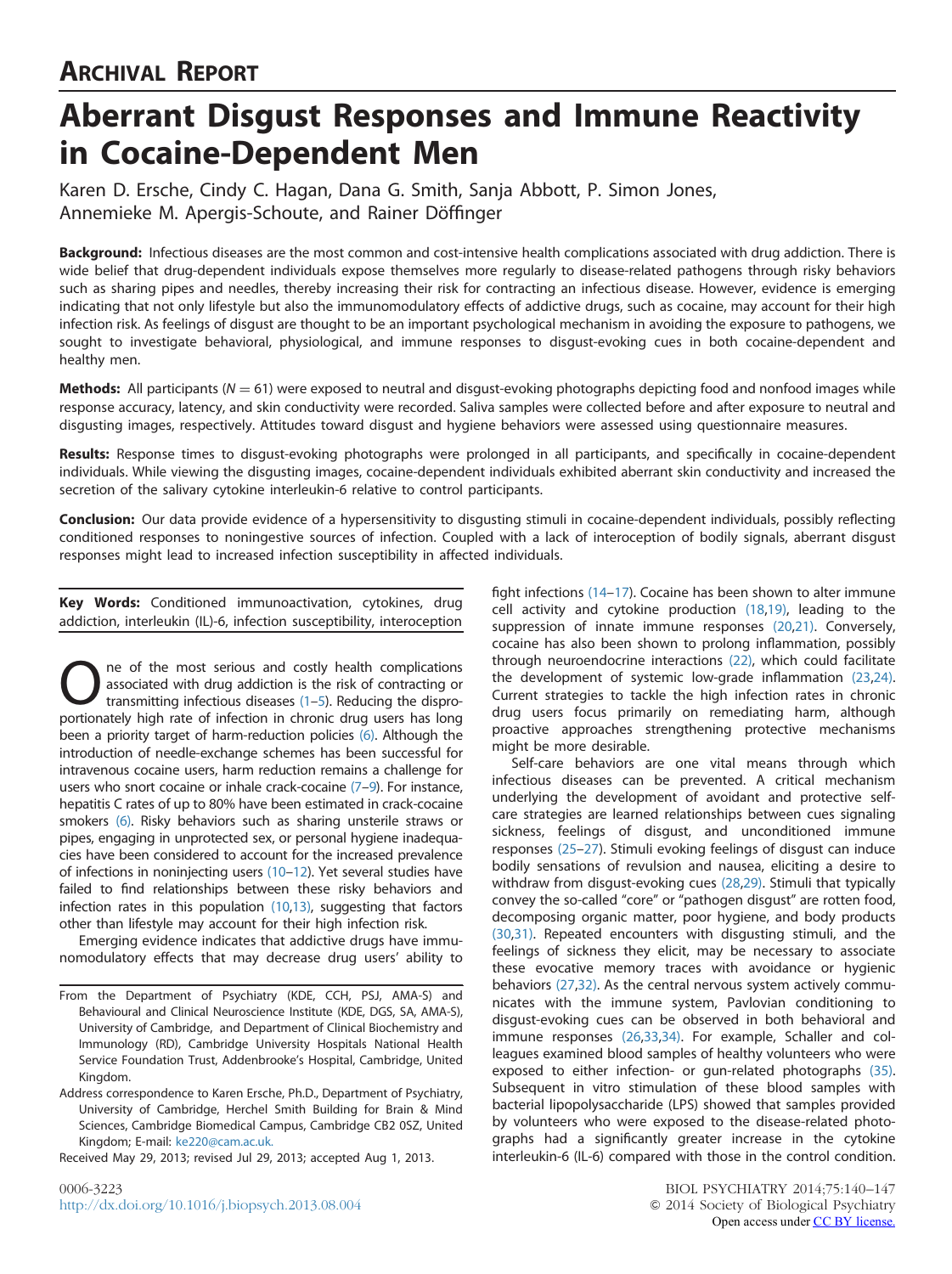## ARCHIVAL REPORT

# Aberrant Disgust Responses and Immune Reactivity in Cocaine-Dependent Men

Karen D. Ersche, Cindy C. Hagan, Dana G. Smith, Sanja Abbott, P. Simon Jones, Annemieke M. Apergis-Schoute, and Rainer Döffinger

**Background:** Infectious diseases are the most common and cost-intensive health complications associated with drug addiction. There is wide belief that drug-dependent individuals expose themselves more regularly to disease-related pathogens through risky behaviors such as sharing pipes and needles, thereby increasing their risk for contracting an infectious disease. However, evidence is emerging indicating that not only lifestyle but also the immunomodulatory effects of addictive drugs, such as cocaine, may account for their high infection risk. As feelings of disgust are thought to be an important psychological mechanism in avoiding the exposure to pathogens, we sought to investigate behavioral, physiological, and immune responses to disgust-evoking cues in both cocaine-dependent and healthy men.

**Methods:** All participants ($N = 61$) were exposed to neutral and disgust-evoking photographs depicting food and nonfood images while response accuracy, latency, and skin conductivity were recorded. Saliva samples were collected before and after exposure to neutral and disgusting images, respectively. Attitudes toward disgust and hygiene behaviors were assessed using questionnaire measures.

**Results:** Response times to disgust-evoking photographs were prolonged in all participants, and specifically in cocaine-dependent individuals. While viewing the disgusting images, cocaine-dependent individuals exhibited aberrant skin conductivity and increased the secretion of the salivary cytokine interleukin-6 relative to control participants.

**Conclusion:** Our data provide evidence of a hypersensitivity to disgusting stimuli in cocaine-dependent individuals, possibly reflecting conditioned responses to noningestive sources of infection. Coupled with a lack of interoception of bodily signals, aberrant disgust responses might lead to increased infection susceptibility in affected individuals.

**Key Words:** Conditioned immunoactivation, cytokines, drug addiction, interleukin (IL)-6, infection susceptibility, interoception

One of the most serious and costly health complications associated with drug addiction is the risk of contracting or transmitting infectious diseases (1–5). Reducing the disproportionately high rate of infection in chronic drug users has long been a priority target of harm-reduction policies (6). Although the introduction of needle-exchange schemes has been successful for intravenous cocaine users, harm reduction remains a challenge for users who snort cocaine or inhale crack-cocaine (7–9). For instance, hepatitis C rates of up to 80% have been estimated in crack-cocaine smokers (6). Risky behaviors such as sharing unsterile straws or pipes, engaging in unprotected sex, or personal hygiene inadequacies have been considered to account for the increased prevalence of infections in noninjecting users (10–12). Yet several studies have failed to find relationships between these risky behaviors and infection rates in this population (10,13), suggesting that factors other than lifestyle may account for their high infection risk.

Emerging evidence indicates that addictive drugs have immunomodulatory effects that may decrease drug users' ability to fight infections (14–17). Cocaine has been shown to alter immune cell activity and cytokine production (18,19), leading to the suppression of innate immune responses (20,21). Conversely, cocaine has also been shown to prolong inflammation, possibly through neuroendocrine interactions (22), which could facilitate the development of systemic low-grade inflammation (23,24). Current strategies to tackle the high infection rates in chronic drug users focus primarily on remediating harm, although proactive approaches strengthening protective mechanisms might be more desirable.

Self-care behaviors are one vital means through which infectious diseases can be prevented. A critical mechanism underlying the development of avoidant and protective self-care strategies are learned relationships between cues signaling sickness, feelings of disgust, and unconditioned immune responses (25–27). Stimuli evoking feelings of disgust can induce bodily sensations of revulsion and nausea, eliciting a desire to withdraw from disgust-evoking cues (28,29). Stimuli that typically convey the so-called "core" or "pathogen disgust" are rotten food, decomposing organic matter, poor hygiene, and body products (30,31). Repeated encounters with disgusting stimuli, and the feelings of sickness they elicit, may be necessary to associate these evocative memory traces with avoidance or hygienic behaviors (27,32). As the central nervous system actively communicates with the immune system, Pavlovian conditioning to disgust-evoking cues can be observed in both behavioral and immune responses (26,33,34). For example, Schaller and colleagues examined blood samples of healthy volunteers who were exposed to either infection- or gun-related photographs (35). Subsequent in vitro stimulation of these blood samples with bacterial lipopolysaccharide (LPS) showed that samples provided by volunteers who were exposed to the disease-related photographs had a significantly greater increase in the cytokine interleukin-6 (IL-6) compared with those in the control condition.

From the Department of Psychiatry (KDE, CCH, PSJ, AMA-S) and Behavioural and Clinical Neuroscience Institute (KDE, DGS, SA, AMA-S), University of Cambridge, and Department of Clinical Biochemistry and Immunology (RD), Cambridge University Hospitals National Health Service Foundation Trust, Addenbrooke's Hospital, Cambridge, United Kingdom.

Address correspondence to Karen Ersche, Ph.D., Department of Psychiatry, University of Cambridge, Herchel Smith Building for Brain & Mind Sciences, Cambridge Biomedical Campus, Cambridge CB2 0SZ, United Kingdom; E-mail: ke220@cam.ac.uk.

Received May 29, 2013; revised Jul 29, 2013; accepted Aug 1, 2013.

0006-3223
http://dx.doi.org/10.1016/j.biopsych.2013.08.004

© 2014 Society of Biological Psychiatry
Open access under CC BY license.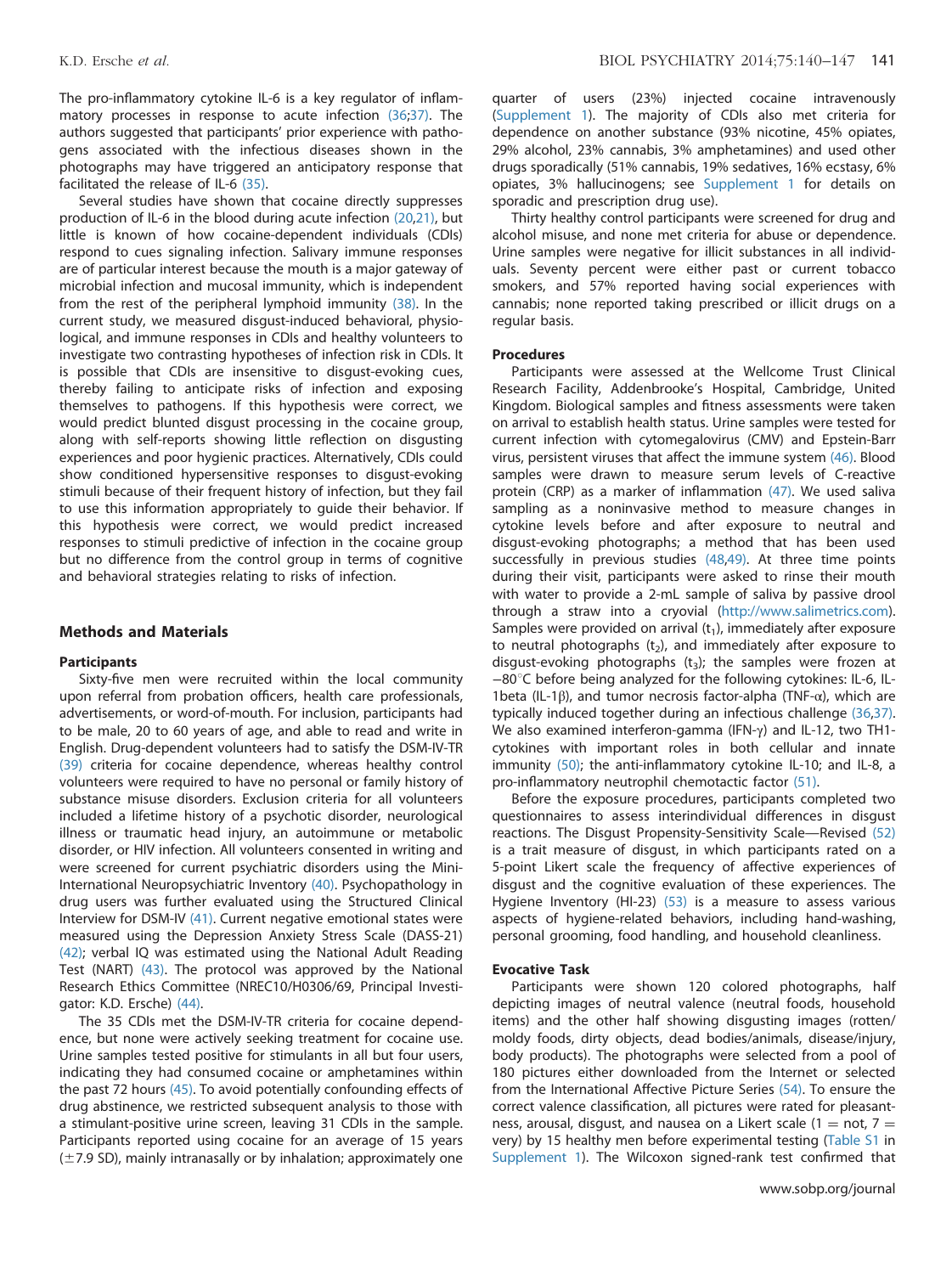The pro-inflammatory cytokine IL-6 is a key regulator of inflammatory processes in response to acute infection (36;37). The authors suggested that participants' prior experience with pathogens associated with the infectious diseases shown in the photographs may have triggered an anticipatory response that facilitated the release of IL-6 (35).

Several studies have shown that cocaine directly suppresses production of IL-6 in the blood during acute infection (20,21), but little is known of how cocaine-dependent individuals (CDIs) respond to cues signaling infection. Salivary immune responses are of particular interest because the mouth is a major gateway of microbial infection and mucosal immunity, which is independent from the rest of the peripheral lymphoid immunity (38). In the current study, we measured disgust-induced behavioral, physiological, and immune responses in CDIs and healthy volunteers to investigate two contrasting hypotheses of infection risk in CDIs. It is possible that CDIs are insensitive to disgust-evoking cues, thereby failing to anticipate risks of infection and exposing themselves to pathogens. If this hypothesis were correct, we would predict blunted disgust processing in the cocaine group, along with self-reports showing little reflection on disgusting experiences and poor hygienic practices. Alternatively, CDIs could show conditioned hypersensitive responses to disgust-evoking stimuli because of their frequent history of infection, but they fail to use this information appropriately to guide their behavior. If this hypothesis were correct, we would predict increased responses to stimuli predictive of infection in the cocaine group but no difference from the control group in terms of cognitive and behavioral strategies relating to risks of infection.

## Methods and Materials

### Participants

Sixty-five men were recruited within the local community upon referral from probation officers, health care professionals, advertisements, or word-of-mouth. For inclusion, participants had to be male, 20 to 60 years of age, and able to read and write in English. Drug-dependent volunteers had to satisfy the DSM-IV-TR (39) criteria for cocaine dependence, whereas healthy control volunteers were required to have no personal or family history of substance misuse disorders. Exclusion criteria for all volunteers included a lifetime history of a psychotic disorder, neurological illness or traumatic head injury, an autoimmune or metabolic disorder, or HIV infection. All volunteers consented in writing and were screened for current psychiatric disorders using the Mini-International Neuropsychiatric Inventory (40). Psychopathology in drug users was further evaluated using the Structured Clinical Interview for DSM-IV (41). Current negative emotional states were measured using the Depression Anxiety Stress Scale (DASS-21) (42); verbal IQ was estimated using the National Adult Reading Test (NART) (43). The protocol was approved by the National Research Ethics Committee (NREC10/H0306/69, Principal Investigator: K.D. Ersche) (44).

The 35 CDIs met the DSM-IV-TR criteria for cocaine dependence, but none were actively seeking treatment for cocaine use. Urine samples tested positive for stimulants in all but four users, indicating they had consumed cocaine or amphetamines within the past 72 hours (45). To avoid potentially confounding effects of drug abstinence, we restricted subsequent analysis to those with a stimulant-positive urine screen, leaving 31 CDIs in the sample. Participants reported using cocaine for an average of 15 years (±7.9 SD), mainly intranasally or by inhalation; approximately one quarter of users (23%) injected cocaine intravenously (Supplement 1). The majority of CDIs also met criteria for dependence on another substance (93% nicotine, 45% opiates, 29% alcohol, 23% cannabis, 3% amphetamines) and used other drugs sporadically (51% cannabis, 19% sedatives, 16% ecstasy, 6% opiates, 3% hallucinogens; see Supplement 1 for details on sporadic and prescription drug use).

Thirty healthy control participants were screened for drug and alcohol misuse, and none met criteria for abuse or dependence. Urine samples were negative for illicit substances in all individuals. Seventy percent were either past or current tobacco smokers, and 57% reported having social experiences with cannabis; none reported taking prescribed or illicit drugs on a regular basis.

### Procedures

Participants were assessed at the Wellcome Trust Clinical Research Facility, Addenbrooke's Hospital, Cambridge, United Kingdom. Biological samples and fitness assessments were taken on arrival to establish health status. Urine samples were tested for current infection with cytomegalovirus (CMV) and Epstein-Barr virus, persistent viruses that affect the immune system (46). Blood samples were drawn to measure serum levels of C-reactive protein (CRP) as a marker of inflammation (47). We used saliva sampling as a noninvasive method to measure changes in cytokine levels before and after exposure to neutral and disgust-evoking photographs; a method that has been used successfully in previous studies (48,49). At three time points during their visit, participants were asked to rinse their mouth with water to provide a 2-mL sample of saliva by passive drool through a straw into a cryovial (http://www.salimetrics.com). Samples were provided on arrival ($t_1$), immediately after exposure to neutral photographs ($t_2$), and immediately after exposure to disgust-evoking photographs ($t_3$); the samples were frozen at −80°C before being analyzed for the following cytokines: IL-6, IL-1beta (IL-1β), and tumor necrosis factor-alpha (TNF-α), which are typically induced together during an infectious challenge (36,37). We also examined interferon-gamma (IFN-γ) and IL-12, two TH1-cytokines with important roles in both cellular and innate immunity (50); the anti-inflammatory cytokine IL-10; and IL-8, a pro-inflammatory neutrophil chemotactic factor (51).

Before the exposure procedures, participants completed two questionnaires to assess interindividual differences in disgust reactions. The Disgust Propensity-Sensitivity Scale—Revised (52) is a trait measure of disgust, in which participants rated on a 5-point Likert scale the frequency of affective experiences of disgust and the cognitive evaluation of these experiences. The Hygiene Inventory (HI-23) (53) is a measure to assess various aspects of hygiene-related behaviors, including hand-washing, personal grooming, food handling, and household cleanliness.

### Evocative Task

Participants were shown 120 colored photographs, half depicting images of neutral valence (neutral foods, household items) and the other half showing disgusting images (rotten/moldy foods, dirty objects, dead bodies/animals, disease/injury, body products). The photographs were selected from a pool of 180 pictures either downloaded from the Internet or selected from the International Affective Picture Series (54). To ensure the correct valence classification, all pictures were rated for pleasantness, arousal, disgust, and nausea on a Likert scale (1 = not, 7 = very) by 15 healthy men before experimental testing (Table S1 in Supplement 1). The Wilcoxon signed-rank test confirmed that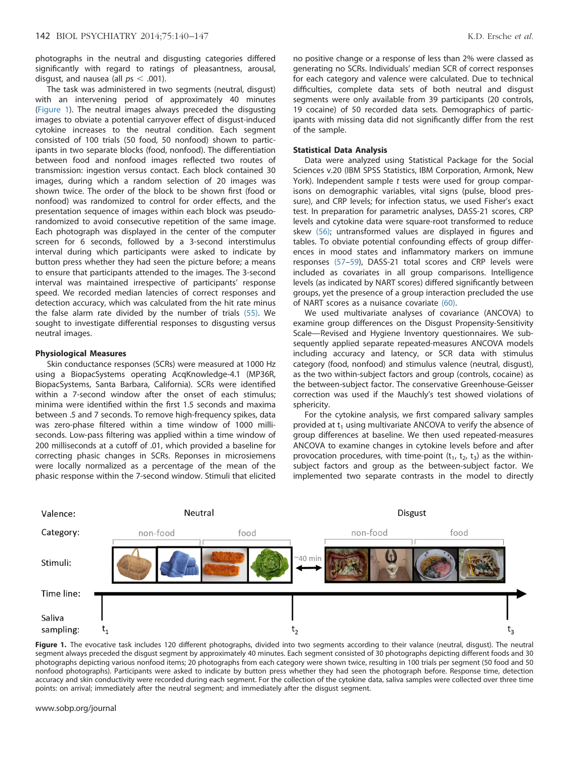photographs in the neutral and disgusting categories differed significantly with regard to ratings of pleasantness, arousal, disgust, and nausea (all $ps < .001$).

The task was administered in two segments (neutral, disgust) with an intervening period of approximately 40 minutes (Figure 1). The neutral images always preceded the disgusting images to obviate a potential carryover effect of disgust-induced cytokine increases to the neutral condition. Each segment consisted of 100 trials (50 food, 50 nonfood) shown to participants in two separate blocks (food, nonfood). The differentiation between food and nonfood images reflected two routes of transmission: ingestion versus contact. Each block contained 30 images, during which a random selection of 20 images was shown twice. The order of the block to be shown first (food or nonfood) was randomized to control for order effects, and the presentation sequence of images within each block was pseudo-randomized to avoid consecutive repetition of the same image. Each photograph was displayed in the center of the computer screen for 6 seconds, followed by a 3-second interstimulus interval during which participants were asked to indicate by button press whether they had seen the picture before; a means to ensure that participants attended to the images. The 3-second interval was maintained irrespective of participants' response speed. We recorded median latencies of correct responses and detection accuracy, which was calculated from the hit rate minus the false alarm rate divided by the number of trials (55). We sought to investigate differential responses to disgusting versus neutral images.

### Physiological Measures

Skin conductance responses (SCRs) were measured at 1000 Hz using a BiopacSystems operating AcqKnowledge-4.1 (MP36R, BiopacSystems, Santa Barbara, California). SCRs were identified within a 7-second window after the onset of each stimulus; minima were identified within the first 1.5 seconds and maxima between .5 and 7 seconds. To remove high-frequency spikes, data was zero-phase filtered within a time window of 1000 milliseconds. Low-pass filtering was applied within a time window of 200 milliseconds at a cutoff of .01, which provided a baseline for correcting phasic changes in SCRs. Reponses in microsiemens were locally normalized as a percentage of the mean of the phasic response within the 7-second window. Stimuli that elicited no positive change or a response of less than 2% were classed as generating no SCRs. Individuals' median SCR of correct responses for each category and valence were calculated. Due to technical difficulties, complete data sets of both neutral and disgust segments were only available from 39 participants (20 controls, 19 cocaine) of 50 recorded data sets. Demographics of participants with missing data did not significantly differ from the rest of the sample.

### Statistical Data Analysis

Data were analyzed using Statistical Package for the Social Sciences v.20 (IBM SPSS Statistics, IBM Corporation, Armonk, New York). Independent sample *t* tests were used for group comparisons on demographic variables, vital signs (pulse, blood pressure), and CRP levels; for infection status, we used Fisher's exact test. In preparation for parametric analyses, DASS-21 scores, CRP levels and cytokine data were square-root transformed to reduce skew (56); untransformed values are displayed in figures and tables. To obviate potential confounding effects of group differences in mood states and inflammatory markers on immune responses (57–59), DASS-21 total scores and CRP levels were included as covariates in all group comparisons. Intelligence levels (as indicated by NART scores) differed significantly between groups, yet the presence of a group interaction precluded the use of NART scores as a nuisance covariate (60).

We used multivariate analyses of covariance (ANCOVA) to examine group differences on the Disgust Propensity-Sensitivity Scale—Revised and Hygiene Inventory questionnaires. We subsequently applied separate repeated-measures ANCOVA models including accuracy and latency, or SCR data with stimulus category (food, nonfood) and stimulus valence (neutral, disgust), as the two within-subject factors and group (controls, cocaine) as the between-subject factor. The conservative Greenhouse-Geisser correction was used if the Mauchly's test showed violations of sphericity.

For the cytokine analysis, we first compared salivary samples provided at $t_1$ using multivariate ANCOVA to verify the absence of group differences at baseline. We then used repeated-measures ANCOVA to examine changes in cytokine levels before and after provocation procedures, with time-point ($t_1$, $t_2$, $t_3$) as the within-subject factors and group as the between-subject factor. We implemented two separate contrasts in the model to directly

**Figure 1.** The evocative task includes 120 different photographs, divided into two segments according to their valance (neutral, disgust). The neutral segment always preceded the disgust segment by approximately 40 minutes. Each segment consisted of 30 photographs depicting different foods and 30 photographs depicting various nonfood items; 20 photographs from each category were shown twice, resulting in 100 trials per segment (50 food and 50 nonfood photographs). Participants were asked to indicate by button press whether they had seen the photograph before. Response time, detection accuracy and skin conductivity were recorded during each segment. For the collection of the cytokine data, saliva samples were collected over three time points: on arrival; immediately after the neutral segment; and immediately after the disgust segment.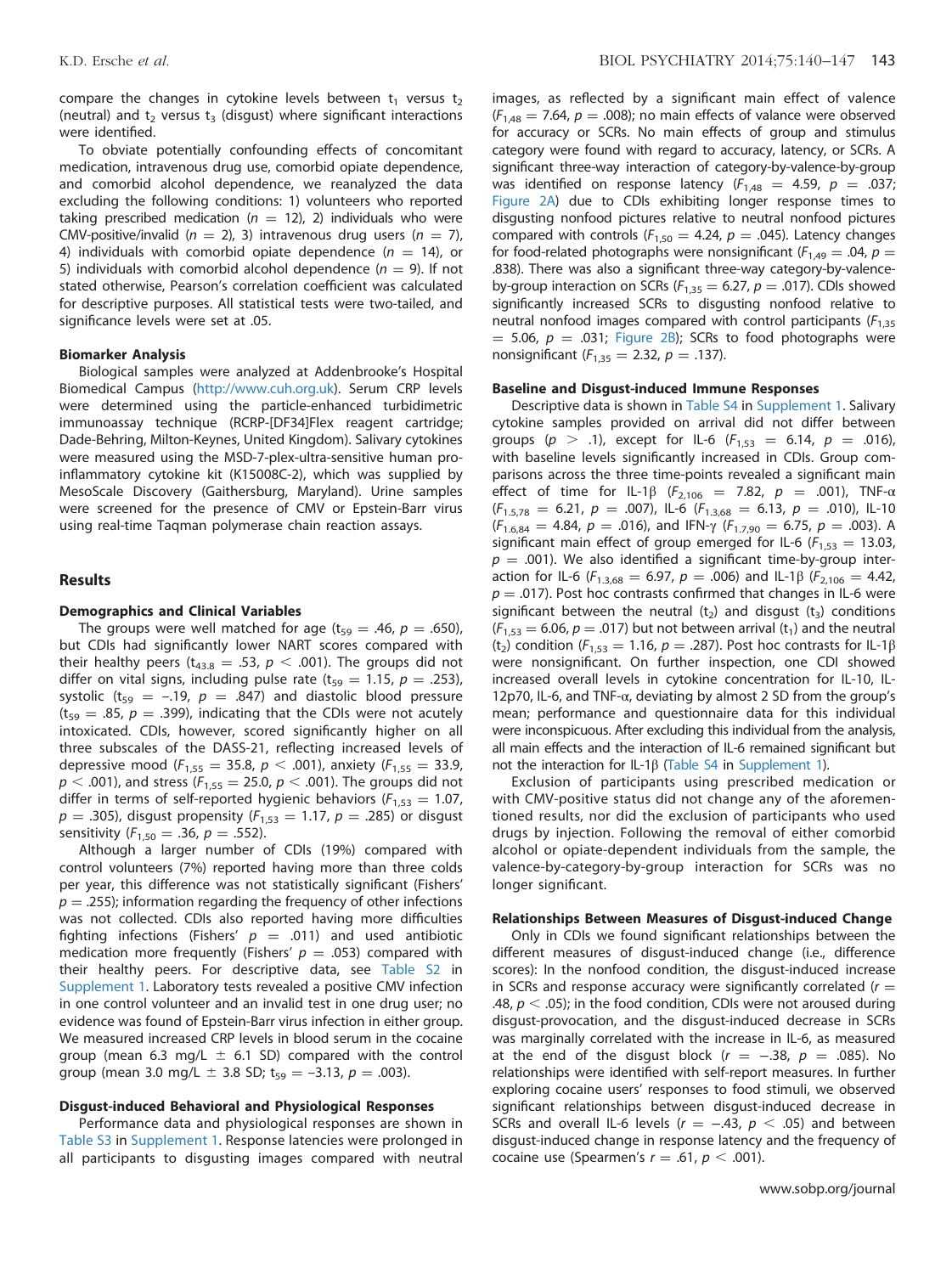compare the changes in cytokine levels between $t_1$ versus $t_2$ (neutral) and $t_2$ versus $t_3$ (disgust) where significant interactions were identified.

To obviate potentially confounding effects of concomitant medication, intravenous drug use, comorbid opiate dependence, and comorbid alcohol dependence, we reanalyzed the data excluding the following conditions: 1) volunteers who reported taking prescribed medication ($n$ = 12), 2) individuals who were CMV-positive/invalid ($n$ = 2), 3) intravenous drug users ($n$ = 7), 4) individuals with comorbid opiate dependence ($n$ = 14), or 5) individuals with comorbid alcohol dependence ($n$ = 9). If not stated otherwise, Pearson's correlation coefficient was calculated for descriptive purposes. All statistical tests were two-tailed, and significance levels were set at .05.

### Biomarker Analysis

Biological samples were analyzed at Addenbrooke's Hospital Biomedical Campus (http://www.cuh.org.uk). Serum CRP levels were determined using the particle-enhanced turbidimetric immunoassay technique (RCRP-[DF34]Flex reagent cartridge; Dade-Behring, Milton-Keynes, United Kingdom). Salivary cytokines were measured using the MSD-7-plex-ultra-sensitive human pro-inflammatory cytokine kit (K15008C-2), which was supplied by MesoScale Discovery (Gaithersburg, Maryland). Urine samples were screened for the presence of CMV or Epstein-Barr virus using real-time Taqman polymerase chain reaction assays.

## Results

### Demographics and Clinical Variables

The groups were well matched for age ($t_{59}$ = .46, $p$ = .650), but CDIs had significantly lower NART scores compared with their healthy peers ($t_{43.8}$ = .53, $p$ < .001). The groups did not differ on vital signs, including pulse rate ($t_{59}$ = 1.15, $p$ = .253), systolic ($t_{59}$ = −.19, $p$ = .847) and diastolic blood pressure ($t_{59}$ = .85, $p$ = .399), indicating that the CDIs were not acutely intoxicated. CDIs, however, scored significantly higher on all three subscales of the DASS-21, reflecting increased levels of depressive mood ($F_{1,55}$ = 35.8, $p$ < .001), anxiety ($F_{1,55}$ = 33.9, $p$ < .001), and stress ($F_{1,55}$ = 25.0, $p$ < .001). The groups did not differ in terms of self-reported hygienic behaviors ($F_{1,53}$ = 1.07, $p$ = .305), disgust propensity ($F_{1,53}$ = 1.17, $p$ = .285) or disgust sensitivity ($F_{1,50}$ = .36, $p$ = .552).

Although a larger number of CDIs (19%) compared with control volunteers (7%) reported having more than three colds per year, this difference was not statistically significant (Fishers' $p$ = .255); information regarding the frequency of other infections was not collected. CDIs also reported having more difficulties fighting infections (Fishers' $p$ = .011) and used antibiotic medication more frequently (Fishers' $p$ = .053) compared with their healthy peers. For descriptive data, see Table S2 in Supplement 1. Laboratory tests revealed a positive CMV infection in one control volunteer and an invalid test in one drug user; no evidence was found of Epstein-Barr virus infection in either group. We measured increased CRP levels in blood serum in the cocaine group (mean 6.3 mg/L ± 6.1 SD) compared with the control group (mean 3.0 mg/L ± 3.8 SD; $t_{59}$ = −3.13, $p$ = .003).

### Disgust-induced Behavioral and Physiological Responses

Performance data and physiological responses are shown in Table S3 in Supplement 1. Response latencies were prolonged in all participants to disgusting images compared with neutral images, as reflected by a significant main effect of valence ($F_{1,48}$ = 7.64, $p$ = .008); no main effects of valance were observed for accuracy or SCRs. No main effects of group and stimulus category were found with regard to accuracy, latency, or SCRs. A significant three-way interaction of category-by-valence-by-group was identified on response latency ($F_{1,48}$ = 4.59, $p$ = .037; Figure 2A) due to CDIs exhibiting longer response times to disgusting nonfood pictures relative to neutral nonfood pictures compared with controls ($F_{1,50}$ = 4.24, $p$ = .045). Latency changes for food-related photographs were nonsignificant ($F_{1,49}$ = .04, $p$ = .838). There was also a significant three-way category-by-valence-by-group interaction on SCRs ($F_{1,35}$ = 6.27, $p$ = .017). CDIs showed significantly increased SCRs to disgusting nonfood relative to neutral nonfood images compared with control participants ($F_{1,35}$ = 5.06, $p$ = .031; Figure 2B); SCRs to food photographs were nonsignificant ($F_{1,35}$ = 2.32, $p$ = .137).

### Baseline and Disgust-induced Immune Responses

Descriptive data is shown in Table S4 in Supplement 1. Salivary cytokine samples provided on arrival did not differ between groups ($p$ > .1), except for IL-6 ($F_{1,53}$ = 6.14, $p$ = .016), with baseline levels significantly increased in CDIs. Group comparisons across the three time-points revealed a significant main effect of time for IL-1β ($F_{2,106}$ = 7.82, $p$ = .001), TNF-α ($F_{1.5,78}$ = 6.21, $p$ = .007), IL-6 ($F_{1.3,68}$ = 6.13, $p$ = .010), IL-10 ($F_{1.6,84}$ = 4.84, $p$ = .016), and IFN-γ ($F_{1.7,90}$ = 6.75, $p$ = .003). A significant main effect of group emerged for IL-6 ($F_{1,53}$ = 13.03, $p$ = .001). We also identified a significant time-by-group interaction for IL-6 ($F_{1.3,68}$ = 6.97, $p$ = .006) and IL-1β ($F_{2,106}$ = 4.42, $p$ = .017). Post hoc contrasts confirmed that changes in IL-6 were significant between the neutral ($t_2$) and disgust ($t_3$) conditions ($F_{1,53}$ = 6.06, $p$ = .017) but not between arrival ($t_1$) and the neutral ($t_2$) condition ($F_{1,53}$ = 1.16, $p$ = .287). Post hoc contrasts for IL-1β were nonsignificant. On further inspection, one CDI showed increased overall levels in cytokine concentration for IL-10, IL-12p70, IL-6, and TNF-α, deviating by almost 2 SD from the group's mean; performance and questionnaire data for this individual were inconspicuous. After excluding this individual from the analysis, all main effects and the interaction of IL-6 remained significant but not the interaction for IL-1β (Table S4 in Supplement 1).

Exclusion of participants using prescribed medication or with CMV-positive status did not change any of the aforementioned results, nor did the exclusion of participants who used drugs by injection. Following the removal of either comorbid alcohol or opiate-dependent individuals from the sample, the valence-by-category-by-group interaction for SCRs was no longer significant.

### Relationships Between Measures of Disgust-induced Change

Only in CDIs we found significant relationships between the different measures of disgust-induced change (i.e., difference scores): In the nonfood condition, the disgust-induced increase in SCRs and response accuracy were significantly correlated ($r$ = .48, $p$ < .05); in the food condition, CDIs were not aroused during disgust-provocation, and the disgust-induced decrease in SCRs was marginally correlated with the increase in IL-6, as measured at the end of the disgust block ($r$ = −.38, $p$ = .085). No relationships were identified with self-report measures. In further exploring cocaine users' responses to food stimuli, we observed significant relationships between disgust-induced decrease in SCRs and overall IL-6 levels ($r$ = −.43, $p$ < .05) and between disgust-induced change in response latency and the frequency of cocaine use (Spearmen's $r$ = .61, $p$ < .001).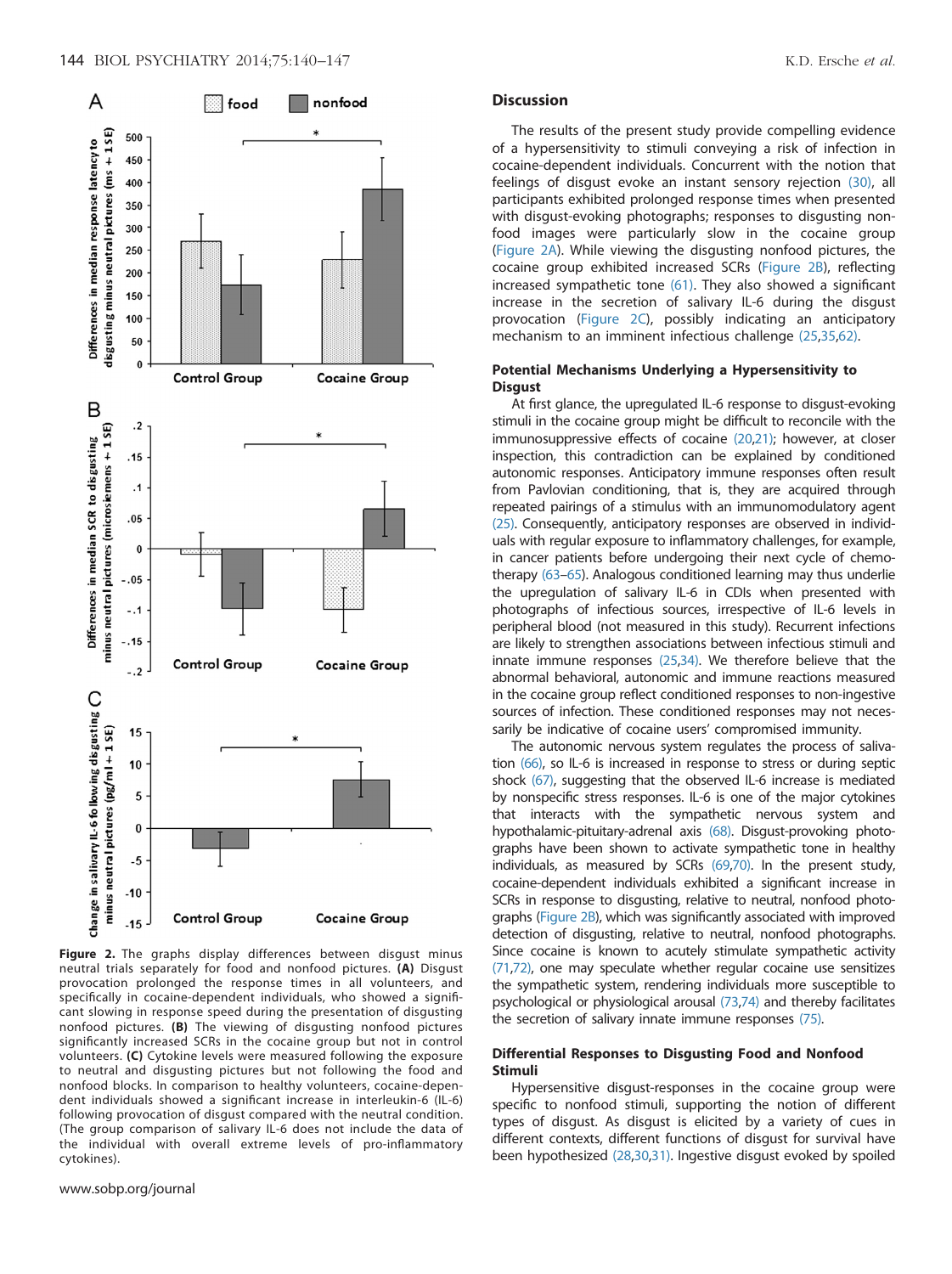Figure 2. The graphs display differences between disgust minus neutral trials separately for food and nonfood pictures. **(A)** Disgust provocation prolonged the response times in all volunteers, and specifically in cocaine-dependent individuals, who showed a significant slowing in response speed during the presentation of disgusting nonfood pictures. **(B)** The viewing of disgusting nonfood pictures significantly increased SCRs in the cocaine group but not in control volunteers. **(C)** Cytokine levels were measured following the exposure to neutral and disgusting pictures but not following the food and nonfood blocks. In comparison to healthy volunteers, cocaine-dependent individuals showed a significant increase in interleukin-6 (IL-6) following provocation of disgust compared with the neutral condition. (The group comparison of salivary IL-6 does not include the data of the individual with overall extreme levels of pro-inflammatory cytokines).

## Discussion

The results of the present study provide compelling evidence of a hypersensitivity to stimuli conveying a risk of infection in cocaine-dependent individuals. Concurrent with the notion that feelings of disgust evoke an instant sensory rejection (30), all participants exhibited prolonged response times when presented with disgust-evoking photographs; responses to disgusting nonfood images were particularly slow in the cocaine group (Figure 2A). While viewing the disgusting nonfood pictures, the cocaine group exhibited increased SCRs (Figure 2B), reflecting increased sympathetic tone (61). They also showed a significant increase in the secretion of salivary IL-6 during the disgust provocation (Figure 2C), possibly indicating an anticipatory mechanism to an imminent infectious challenge (25,35,62).

### Potential Mechanisms Underlying a Hypersensitivity to Disgust

At first glance, the upregulated IL-6 response to disgust-evoking stimuli in the cocaine group might be difficult to reconcile with the immunosuppressive effects of cocaine (20,21); however, at closer inspection, this contradiction can be explained by conditioned autonomic responses. Anticipatory immune responses often result from Pavlovian conditioning, that is, they are acquired through repeated pairings of a stimulus with an immunomodulatory agent (25). Consequently, anticipatory responses are observed in individuals with regular exposure to inflammatory challenges, for example, in cancer patients before undergoing their next cycle of chemotherapy (63–65). Analogous conditioned learning may thus underlie the upregulation of salivary IL-6 in CDIs when presented with photographs of infectious sources, irrespective of IL-6 levels in peripheral blood (not measured in this study). Recurrent infections are likely to strengthen associations between infectious stimuli and innate immune responses (25,34). We therefore believe that the abnormal behavioral, autonomic and immune reactions measured in the cocaine group reflect conditioned responses to non-ingestive sources of infection. These conditioned responses may not necessarily be indicative of cocaine users' compromised immunity.

The autonomic nervous system regulates the process of salivation (66), so IL-6 is increased in response to stress or during septic shock (67), suggesting that the observed IL-6 increase is mediated by nonspecific stress responses. IL-6 is one of the major cytokines that interacts with the sympathetic nervous system and hypothalamic-pituitary-adrenal axis (68). Disgust-provoking photographs have been shown to activate sympathetic tone in healthy individuals, as measured by SCRs (69,70). In the present study, cocaine-dependent individuals exhibited a significant increase in SCRs in response to disgusting, relative to neutral, nonfood photographs (Figure 2B), which was significantly associated with improved detection of disgusting, relative to neutral, nonfood photographs. Since cocaine is known to acutely stimulate sympathetic activity (71,72), one may speculate whether regular cocaine use sensitizes the sympathetic system, rendering individuals more susceptible to psychological or physiological arousal (73,74) and thereby facilitates the secretion of salivary innate immune responses (75).

### Differential Responses to Disgusting Food and Nonfood Stimuli

Hypersensitive disgust-responses in the cocaine group were specific to nonfood stimuli, supporting the notion of different types of disgust. As disgust is elicited by a variety of cues in different contexts, different functions of disgust for survival have been hypothesized (28,30,31). Ingestive disgust evoked by spoiled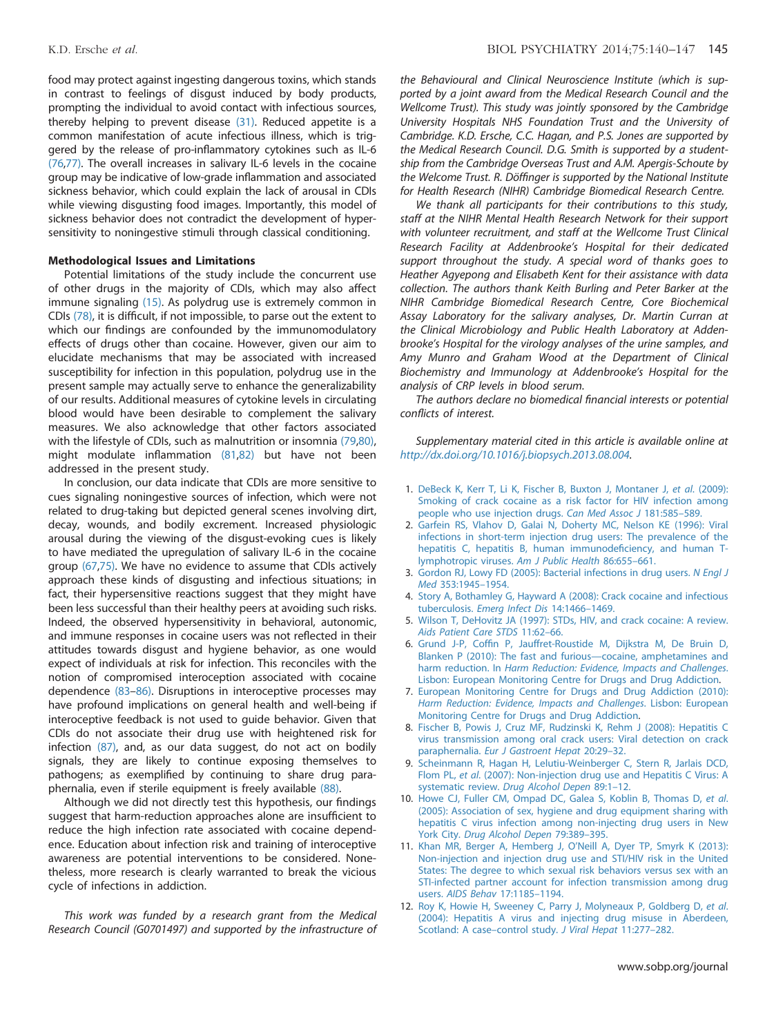food may protect against ingesting dangerous toxins, which stands in contrast to feelings of disgust induced by body products, prompting the individual to avoid contact with infectious sources, thereby helping to prevent disease (31). Reduced appetite is a common manifestation of acute infectious illness, which is triggered by the release of pro-inflammatory cytokines such as IL-6 (76,77). The overall increases in salivary IL-6 levels in the cocaine group may be indicative of low-grade inflammation and associated sickness behavior, which could explain the lack of arousal in CDIs while viewing disgusting food images. Importantly, this model of sickness behavior does not contradict the development of hypersensitivity to noningestive stimuli through classical conditioning.

### Methodological Issues and Limitations

Potential limitations of the study include the concurrent use of other drugs in the majority of CDIs, which may also affect immune signaling (15). As polydrug use is extremely common in CDIs (78), it is difficult, if not impossible, to parse out the extent to which our findings are confounded by the immunomodulatory effects of drugs other than cocaine. However, given our aim to elucidate mechanisms that may be associated with increased susceptibility for infection in this population, polydrug use in the present sample may actually serve to enhance the generalizability of our results. Additional measures of cytokine levels in circulating blood would have been desirable to complement the salivary measures. We also acknowledge that other factors associated with the lifestyle of CDIs, such as malnutrition or insomnia (79,80), might modulate inflammation (81,82) but have not been addressed in the present study.

In conclusion, our data indicate that CDIs are more sensitive to cues signaling noningestive sources of infection, which were not related to drug-taking but depicted general scenes involving dirt, decay, wounds, and bodily excrement. Increased physiologic arousal during the viewing of the disgust-evoking cues is likely to have mediated the upregulation of salivary IL-6 in the cocaine group (67,75). We have no evidence to assume that CDIs actively approach these kinds of disgusting and infectious situations; in fact, their hypersensitive reactions suggest that they might have been less successful than their healthy peers at avoiding such risks. Indeed, the observed hypersensitivity in behavioral, autonomic, and immune responses in cocaine users was not reflected in their attitudes towards disgust and hygiene behavior, as one would expect of individuals at risk for infection. This reconciles with the notion of compromised interoception associated with cocaine dependence (83–86). Disruptions in interoceptive processes may have profound implications on general health and well-being if interoceptive feedback is not used to guide behavior. Given that CDIs do not associate their drug use with heightened risk for infection (87), and, as our data suggest, do not act on bodily signals, they are likely to continue exposing themselves to pathogens; as exemplified by continuing to share drug paraphernalia, even if sterile equipment is freely available (88).

Although we did not directly test this hypothesis, our findings suggest that harm-reduction approaches alone are insufficient to reduce the high infection rate associated with cocaine dependence. Education about infection risk and training of interoceptive awareness are potential interventions to be considered. Nonetheless, more research is clearly warranted to break the vicious cycle of infections in addiction.

*This work was funded by a research grant from the Medical Research Council (G0701497) and supported by the infrastructure of the Behavioural and Clinical Neuroscience Institute (which is supported by a joint award from the Medical Research Council and the Wellcome Trust). This study was jointly sponsored by the Cambridge University Hospitals NHS Foundation Trust and the University of Cambridge. K.D. Ersche, C.C. Hagan, and P.S. Jones are supported by the Medical Research Council. D.G. Smith is supported by a studentship from the Cambridge Overseas Trust and A.M. Apergis-Schoute by the Welcome Trust. R. Döffinger is supported by the National Institute for Health Research (NIHR) Cambridge Biomedical Research Centre.*

*We thank all participants for their contributions to this study, staff at the NIHR Mental Health Research Network for their support with volunteer recruitment, and staff at the Wellcome Trust Clinical Research Facility at Addenbrooke's Hospital for their dedicated support throughout the study. A special word of thanks goes to Heather Agyepong and Elisabeth Kent for their assistance with data collection. The authors thank Keith Burling and Peter Barker at the NIHR Cambridge Biomedical Research Centre, Core Biochemical Assay Laboratory for the salivary analyses, Dr. Martin Curran at the Clinical Microbiology and Public Health Laboratory at Addenbrooke's Hospital for the virology analyses of the urine samples, and Amy Munro and Graham Wood at the Department of Clinical Biochemistry and Immunology at Addenbrooke's Hospital for the analysis of CRP levels in blood serum.*

*The authors declare no biomedical financial interests or potential conflicts of interest.*

*Supplementary material cited in this article is available online at http://dx.doi.org/10.1016/j.biopsych.2013.08.004.*

1. DeBeck K, Kerr T, Li K, Fischer B, Buxton J, Montaner J, *et al.* (2009): Smoking of crack cocaine as a risk factor for HIV infection among people who use injection drugs. *Can Med Assoc J* 181:585–589.
2. Garfein RS, Vlahov D, Galai N, Doherty MC, Nelson KE (1996): Viral infections in short-term injection drug users: The prevalence of the hepatitis C, hepatitis B, human immunodeficiency, and human T-lymphotropic viruses. *Am J Public Health* 86:655–661.
3. Gordon RJ, Lowy FD (2005): Bacterial infections in drug users. *N Engl J Med* 353:1945–1954.
4. Story A, Bothamley G, Hayward A (2008): Crack cocaine and infectious tuberculosis. *Emerg Infect Dis* 14:1466–1469.
5. Wilson T, DeHovitz JA (1997): STDs, HIV, and crack cocaine: A review. *Aids Patient Care STDS* 11:62–66.
6. Grund J-P, Coffin P, Jauffret-Roustide M, Dijkstra M, De Bruin D, Blanken P (2010): The fast and furious—cocaine, amphetamines and harm reduction. In *Harm Reduction: Evidence, Impacts and Challenges*. Lisbon: European Monitoring Centre for Drugs and Drug Addiction.
7. European Monitoring Centre for Drugs and Drug Addiction (2010): *Harm Reduction: Evidence, Impacts and Challenges*. Lisbon: European Monitoring Centre for Drugs and Drug Addiction.
8. Fischer B, Powis J, Cruz MF, Rudzinski K, Rehm J (2008): Hepatitis C virus transmission among oral crack users: Viral detection on crack paraphernalia. *Eur J Gastroent Hepat* 20:29–32.
9. Scheinmann R, Hagan H, Lelutiu-Weinberger C, Stern R, Jarlais DCD, Flom PL, *et al.* (2007): Non-injection drug use and Hepatitis C Virus: A systematic review. *Drug Alcohol Depen* 89:1–12.
10. Howe CJ, Fuller CM, Ompad DC, Galea S, Koblin B, Thomas D, *et al.* (2005): Association of sex, hygiene and drug equipment sharing with hepatitis C virus infection among non-injecting drug users in New York City. *Drug Alcohol Depen* 79:389–395.
11. Khan MR, Berger A, Hemberg J, O'Neill A, Dyer TP, Smyrk K (2013): Non-injection and injection drug use and STI/HIV risk in the United States: The degree to which sexual risk behaviors versus sex with an STI-infected partner account for infection transmission among drug users. *AIDS Behav* 17:1185–1194.
12. Roy K, Howie H, Sweeney C, Parry J, Molyneaux P, Goldberg D, *et al.* (2004): Hepatitis A virus and injecting drug misuse in Aberdeen, Scotland: A case–control study. *J Viral Hepat* 11:277–282.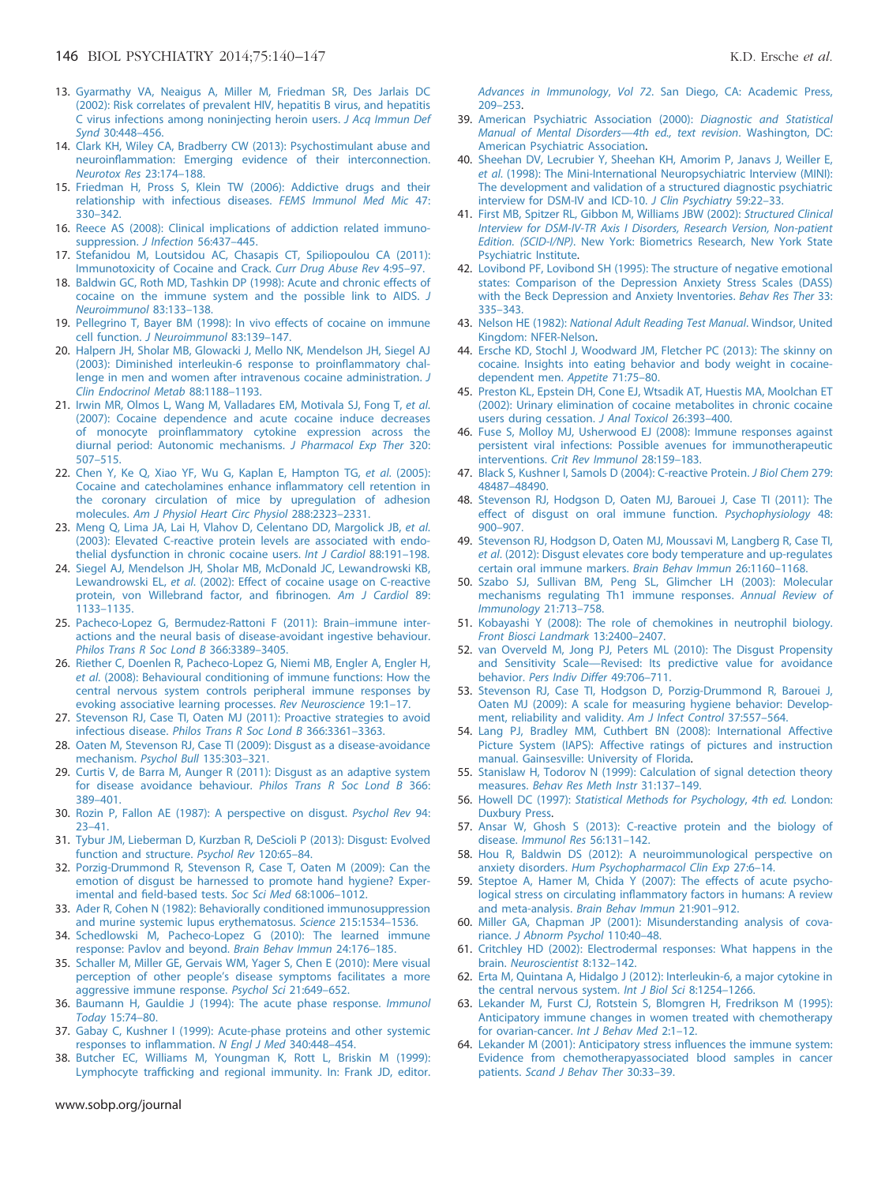13. Gyarmathy VA, Neaigus A, Miller M, Friedman SR, Des Jarlais DC (2002): Risk correlates of prevalent HIV, hepatitis B virus, and hepatitis C virus infections among noninjecting heroin users. *J Acq Immun Def Synd* 30:448–456.
14. Clark KH, Wiley CA, Bradberry CW (2013): Psychostimulant abuse and neuroinflammation: Emerging evidence of their interconnection. *Neurotox Res* 23:174–188.
15. Friedman H, Pross S, Klein TW (2006): Addictive drugs and their relationship with infectious diseases. *FEMS Immunol Med Mic* 47: 330–342.
16. Reece AS (2008): Clinical implications of addiction related immunosuppression. *J Infection* 56:437–445.
17. Stefanidou M, Loutsidou AC, Chasapis CT, Spiliopoulou CA (2011): Immunotoxicity of Cocaine and Crack. *Curr Drug Abuse Rev* 4:95–97.
18. Baldwin GC, Roth MD, Tashkin DP (1998): Acute and chronic effects of cocaine on the immune system and the possible link to AIDS. *J Neuroimmunol* 83:133–138.
19. Pellegrino T, Bayer BM (1998): In vivo effects of cocaine on immune cell function. *J Neuroimmunol* 83:139–147.
20. Halpern JH, Sholar MB, Glowacki J, Mello NK, Mendelson JH, Siegel AJ (2003): Diminished interleukin-6 response to proinflammatory challenge in men and women after intravenous cocaine administration. *J Clin Endocrinol Metab* 88:1188–1193.
21. Irwin MR, Olmos L, Wang M, Valladares EM, Motivala SJ, Fong T, *et al.* (2007): Cocaine dependence and acute cocaine induce decreases of monocyte proinflammatory cytokine expression across the diurnal period: Autonomic mechanisms. *J Pharmacol Exp Ther* 320: 507–515.
22. Chen Y, Ke Q, Xiao YF, Wu G, Kaplan E, Hampton TG, *et al.* (2005): Cocaine and catecholamines enhance inflammatory cell retention in the coronary circulation of mice by upregulation of adhesion molecules. *Am J Physiol Heart Circ Physiol* 288:2323–2331.
23. Meng Q, Lima JA, Lai H, Vlahov D, Celentano DD, Margolick JB, *et al.* (2003): Elevated C-reactive protein levels are associated with endothelial dysfunction in chronic cocaine users. *Int J Cardiol* 88:191–198.
24. Siegel AJ, Mendelson JH, Sholar MB, McDonald JC, Lewandrowski KB, Lewandrowski EL, *et al.* (2002): Effect of cocaine usage on C-reactive protein, von Willebrand factor, and fibrinogen. *Am J Cardiol* 89: 1133–1135.
25. Pacheco-Lopez G, Bermudez-Rattoni F (2011): Brain–immune interactions and the neural basis of disease-avoidant ingestive behaviour. *Philos Trans R Soc Lond B* 366:3389–3405.
26. Riether C, Doenlen R, Pacheco-Lopez G, Niemi MB, Engler A, Engler H, *et al.* (2008): Behavioural conditioning of immune functions: How the central nervous system controls peripheral immune responses by evoking associative learning processes. *Rev Neuroscience* 19:1–17.
27. Stevenson RJ, Case TI, Oaten MJ (2011): Proactive strategies to avoid infectious disease. *Philos Trans R Soc Lond B* 366:3361–3363.
28. Oaten M, Stevenson RJ, Case TI (2009): Disgust as a disease-avoidance mechanism. *Psychol Bull* 135:303–321.
29. Curtis V, de Barra M, Aunger R (2011): Disgust as an adaptive system for disease avoidance behaviour. *Philos Trans R Soc Lond B* 366: 389–401.
30. Rozin P, Fallon AE (1987): A perspective on disgust. *Psychol Rev* 94: 23–41.
31. Tybur JM, Lieberman D, Kurzban R, DeScioli P (2013): Disgust: Evolved function and structure. *Psychol Rev* 120:65–84.
32. Porzig-Drummond R, Stevenson R, Case T, Oaten M (2009): Can the emotion of disgust be harnessed to promote hand hygiene? Experimental and field-based tests. *Soc Sci Med* 68:1006–1012.
33. Ader R, Cohen N (1982): Behaviorally conditioned immunosuppression and murine systemic lupus erythematosus. *Science* 215:1534–1536.
34. Schedlowski M, Pacheco-Lopez G (2010): The learned immune response: Pavlov and beyond. *Brain Behav Immun* 24:176–185.
35. Schaller M, Miller GE, Gervais WM, Yager S, Chen E (2010): Mere visual perception of other people's disease symptoms facilitates a more aggressive immune response. *Psychol Sci* 21:649–652.
36. Baumann H, Gauldie J (1994): The acute phase response. *Immunol Today* 15:74–80.
37. Gabay C, Kushner I (1999): Acute-phase proteins and other systemic responses to inflammation. *N Engl J Med* 340:448–454.
38. Butcher EC, Williams M, Youngman K, Rott L, Briskin M (1999): Lymphocyte trafficking and regional immunity. In: Frank JD, editor. *Advances in Immunology, Vol 72*. San Diego, CA: Academic Press, 209–253.
39. American Psychiatric Association (2000): *Diagnostic and Statistical Manual of Mental Disorders—4th ed., text revision*. Washington, DC: American Psychiatric Association.
40. Sheehan DV, Lecrubier Y, Sheehan KH, Amorim P, Janavs J, Weiller E, *et al.* (1998): The Mini-International Neuropsychiatric Interview (MINI): The development and validation of a structured diagnostic psychiatric interview for DSM-IV and ICD-10. *J Clin Psychiatry* 59:22–33.
41. First MB, Spitzer RL, Gibbon M, Williams JBW (2002): *Structured Clinical Interview for DSM-IV-TR Axis I Disorders, Research Version, Non-patient Edition. (SCID-I/NP)*. New York: Biometrics Research, New York State Psychiatric Institute.
42. Lovibond PF, Lovibond SH (1995): The structure of negative emotional states: Comparison of the Depression Anxiety Stress Scales (DASS) with the Beck Depression and Anxiety Inventories. *Behav Res Ther* 33: 335–343.
43. Nelson HE (1982): *National Adult Reading Test Manual*. Windsor, United Kingdom: NFER-Nelson.
44. Ersche KD, Stochl J, Woodward JM, Fletcher PC (2013): The skinny on cocaine. Insights into eating behavior and body weight in cocaine-dependent men. *Appetite* 71:75–80.
45. Preston KL, Epstein DH, Cone EJ, Wtsadik AT, Huestis MA, Moolchan ET (2002): Urinary elimination of cocaine metabolites in chronic cocaine users during cessation. *J Anal Toxicol* 26:393–400.
46. Fuse S, Molloy MJ, Usherwood EJ (2008): Immune responses against persistent viral infections: Possible avenues for immunotherapeutic interventions. *Crit Rev Immunol* 28:159–183.
47. Black S, Kushner I, Samols D (2004): C-reactive Protein. *J Biol Chem* 279: 48487–48490.
48. Stevenson RJ, Hodgson D, Oaten MJ, Barouei J, Case TI (2011): The effect of disgust on oral immune function. *Psychophysiology* 48: 900–907.
49. Stevenson RJ, Hodgson D, Oaten MJ, Moussavi M, Langberg R, Case TI, *et al.* (2012): Disgust elevates core body temperature and up-regulates certain oral immune markers. *Brain Behav Immun* 26:1160–1168.
50. Szabo SJ, Sullivan BM, Peng SL, Glimcher LH (2003): Molecular mechanisms regulating Th1 immune responses. *Annual Review of Immunology* 21:713–758.
51. Kobayashi Y (2008): The role of chemokines in neutrophil biology. *Front Biosci Landmark* 13:2400–2407.
52. van Overveld M, Jong PJ, Peters ML (2010): The Disgust Propensity and Sensitivity Scale—Revised: Its predictive value for avoidance behavior. *Pers Indiv Differ* 49:706–711.
53. Stevenson RJ, Case TI, Hodgson D, Porzig-Drummond R, Barouei J, Oaten MJ (2009): A scale for measuring hygiene behavior: Development, reliability and validity. *Am J Infect Control* 37:557–564.
54. Lang PJ, Bradley MM, Cuthbert BN (2008): International Affective Picture System (IAPS): Affective ratings of pictures and instruction manual. Gainsesville: University of Florida.
55. Stanislaw H, Todorov N (1999): Calculation of signal detection theory measures. *Behav Res Meth Instr* 31:137–149.
56. Howell DC (1997): *Statistical Methods for Psychology, 4th ed.* London: Duxbury Press.
57. Ansar W, Ghosh S (2013): C-reactive protein and the biology of disease. *Immunol Res* 56:131–142.
58. Hou R, Baldwin DS (2012): A neuroimmunological perspective on anxiety disorders. *Hum Psychopharmacol Clin Exp* 27:6–14.
59. Steptoe A, Hamer M, Chida Y (2007): The effects of acute psychological stress on circulating inflammatory factors in humans: A review and meta-analysis. *Brain Behav Immun* 21:901–912.
60. Miller GA, Chapman JP (2001): Misunderstanding analysis of covariance. *J Abnorm Psychol* 110:40–48.
61. Critchley HD (2002): Electrodermal responses: What happens in the brain. *Neuroscientist* 8:132–142.
62. Erta M, Quintana A, Hidalgo J (2012): Interleukin-6, a major cytokine in the central nervous system. *Int J Biol Sci* 8:1254–1266.
63. Lekander M, Furst CJ, Rotstein S, Blomgren H, Fredrikson M (1995): Anticipatory immune changes in women treated with chemotherapy for ovarian-cancer. *Int J Behav Med* 2:1–12.
64. Lekander M (2001): Anticipatory stress influences the immune system: Evidence from chemotherapyassociated blood samples in cancer patients. *Scand J Behav Ther* 30:33–39.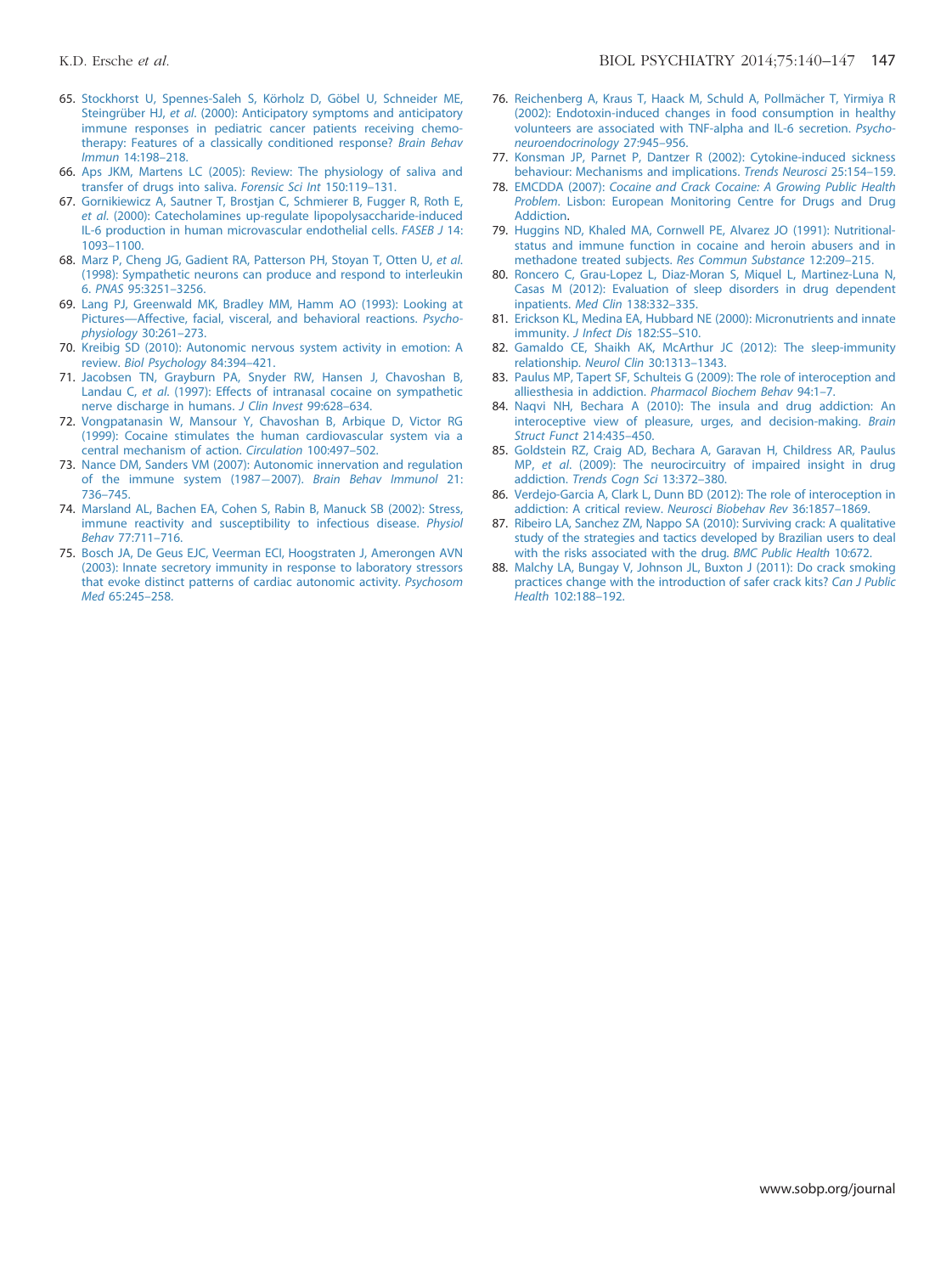65. Stockhorst U, Spennes-Saleh S, Körholz D, Göbel U, Schneider ME, Steingrüber HJ, *et al*. (2000): Anticipatory symptoms and anticipatory immune responses in pediatric cancer patients receiving chemotherapy: Features of a classically conditioned response? *Brain Behav Immun* 14:198–218.
66. Aps JKM, Martens LC (2005): Review: The physiology of saliva and transfer of drugs into saliva. *Forensic Sci Int* 150:119–131.
67. Gornikiewicz A, Sautner T, Brostjan C, Schmierer B, Fugger R, Roth E, *et al*. (2000): Catecholamines up-regulate lipopolysaccharide-induced IL-6 production in human microvascular endothelial cells. *FASEB J* 14: 1093–1100.
68. Marz P, Cheng JG, Gadient RA, Patterson PH, Stoyan T, Otten U, *et al*. (1998): Sympathetic neurons can produce and respond to interleukin 6. *PNAS* 95:3251–3256.
69. Lang PJ, Greenwald MK, Bradley MM, Hamm AO (1993): Looking at Pictures—Affective, facial, visceral, and behavioral reactions. *Psychophysiology* 30:261–273.
70. Kreibig SD (2010): Autonomic nervous system activity in emotion: A review. *Biol Psychology* 84:394–421.
71. Jacobsen TN, Grayburn PA, Snyder RW, Hansen J, Chavoshan B, Landau C, *et al*. (1997): Effects of intranasal cocaine on sympathetic nerve discharge in humans. *J Clin Invest* 99:628–634.
72. Vongpatanasin W, Mansour Y, Chavoshan B, Arbique D, Victor RG (1999): Cocaine stimulates the human cardiovascular system via a central mechanism of action. *Circulation* 100:497–502.
73. Nance DM, Sanders VM (2007): Autonomic innervation and regulation of the immune system (1987−2007). *Brain Behav Immunol* 21: 736–745.
74. Marsland AL, Bachen EA, Cohen S, Rabin B, Manuck SB (2002): Stress, immune reactivity and susceptibility to infectious disease. *Physiol Behav* 77:711–716.
75. Bosch JA, De Geus EJC, Veerman ECI, Hoogstraten J, Amerongen AVN (2003): Innate secretory immunity in response to laboratory stressors that evoke distinct patterns of cardiac autonomic activity. *Psychosom Med* 65:245–258.
76. Reichenberg A, Kraus T, Haack M, Schuld A, Pollmächer T, Yirmiya R (2002): Endotoxin-induced changes in food consumption in healthy volunteers are associated with TNF-alpha and IL-6 secretion. *Psychoneuroendocrinology* 27:945–956.
77. Konsman JP, Parnet P, Dantzer R (2002): Cytokine-induced sickness behaviour: Mechanisms and implications. *Trends Neurosci* 25:154–159.
78. EMCDDA (2007): *Cocaine and Crack Cocaine: A Growing Public Health Problem*. Lisbon: European Monitoring Centre for Drugs and Drug Addiction.
79. Huggins ND, Khaled MA, Cornwell PE, Alvarez JO (1991): Nutritional-status and immune function in cocaine and heroin abusers and in methadone treated subjects. *Res Commun Substance* 12:209–215.
80. Roncero C, Grau-Lopez L, Diaz-Moran S, Miquel L, Martinez-Luna N, Casas M (2012): Evaluation of sleep disorders in drug dependent inpatients. *Med Clin* 138:332–335.
81. Erickson KL, Medina EA, Hubbard NE (2000): Micronutrients and innate immunity. *J Infect Dis* 182:S5–S10.
82. Gamaldo CE, Shaikh AK, McArthur JC (2012): The sleep-immunity relationship. *Neurol Clin* 30:1313–1343.
83. Paulus MP, Tapert SF, Schulteis G (2009): The role of interoception and alliesthesia in addiction. *Pharmacol Biochem Behav* 94:1–7.
84. Naqvi NH, Bechara A (2010): The insula and drug addiction: An interoceptive view of pleasure, urges, and decision-making. *Brain Struct Funct* 214:435–450.
85. Goldstein RZ, Craig AD, Bechara A, Garavan H, Childress AR, Paulus MP, *et al*. (2009): The neurocircuitry of impaired insight in drug addiction. *Trends Cogn Sci* 13:372–380.
86. Verdejo-Garcia A, Clark L, Dunn BD (2012): The role of interoception in addiction: A critical review. *Neurosci Biobehav Rev* 36:1857–1869.
87. Ribeiro LA, Sanchez ZM, Nappo SA (2010): Surviving crack: A qualitative study of the strategies and tactics developed by Brazilian users to deal with the risks associated with the drug. *BMC Public Health* 10:672.
88. Malchy LA, Bungay V, Johnson JL, Buxton J (2011): Do crack smoking practices change with the introduction of safer crack kits? *Can J Public Health* 102:188–192.